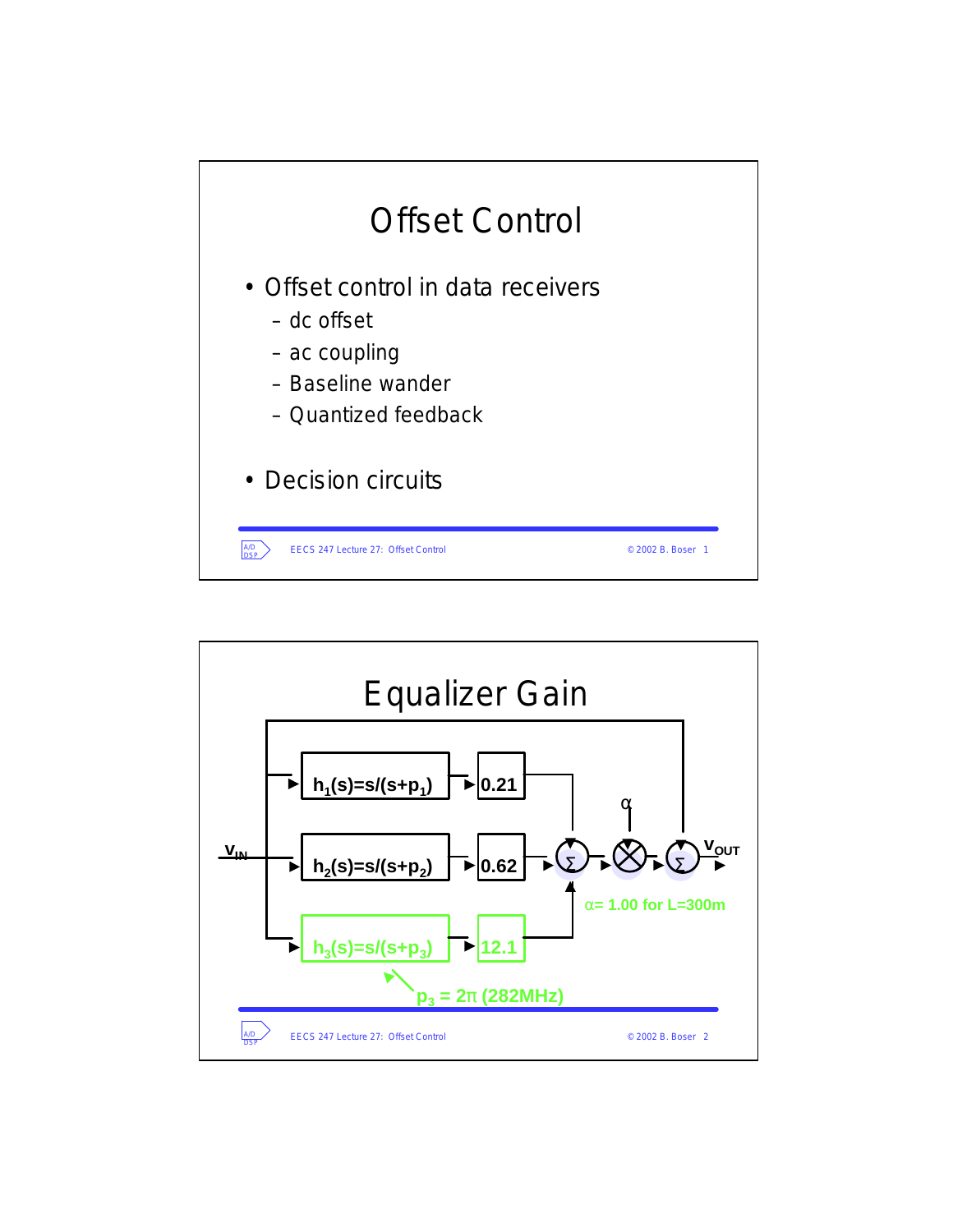# Offset Control

- Offset control in data receivers
  - dc offset
  - ac coupling
  - Baseline wander
  - Quantized feedback
- Decision circuits

# Equalizer Gain

$V_{IN}$

$h_1(s)=s/(s+p_1)$ → 0.21

$h_2(s)=s/(s+p_2)$ → 0.62

$h_3(s)=s/(s+p_3)$ → 12.1

$\alpha$

$V_{OUT}$

$\alpha$= 1.00 for L=300m

$p_3 = 2\pi$ (282MHz)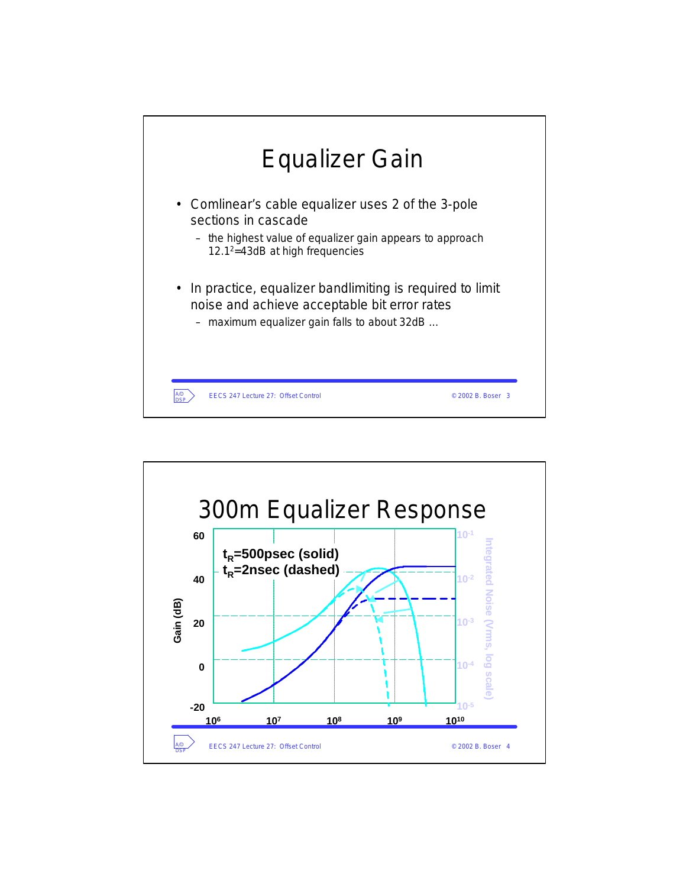# Equalizer Gain

- Comlinear's cable equalizer uses 2 of the 3-pole sections in cascade
  - the highest value of equalizer gain appears to approach $12.1^2$=43dB at high frequencies
- In practice, equalizer bandlimiting is required to limit noise and achieve acceptable bit error rates
  - maximum equalizer gain falls to about 32dB …

# 300m Equalizer Response

$t_R$=500psec (solid)

$t_R$=2nsec (dashed)

Gain (dB): 60, 40, 20, 0, -20

Integrated Noise (Vrms, log scale): $10^{-1}$, $10^{-2}$, $10^{-3}$, $10^{-4}$, $10^{-5}$

$10^6$, $10^7$, $10^8$, $10^9$, $10^{10}$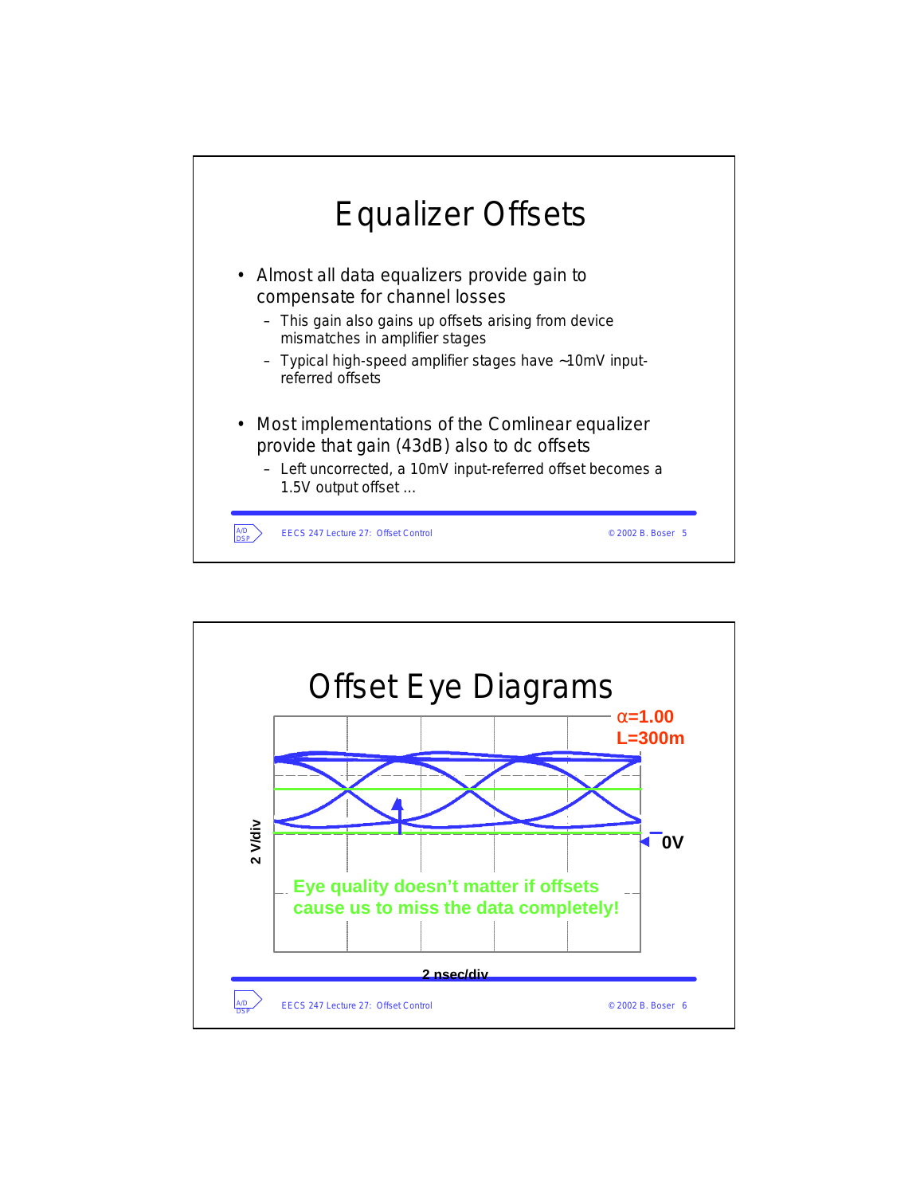# Equalizer Offsets

- Almost all data equalizers provide gain to compensate for channel losses
  - This gain also gains up offsets arising from device mismatches in amplifier stages
  - Typical high-speed amplifier stages have ~10mV input-referred offsets
- Most implementations of the Comlinear equalizer provide that gain (43dB) also to dc offsets
  - Left uncorrected, a 10mV input-referred offset becomes a 1.5V output offset ...

# Offset Eye Diagrams

α=1.00
L=300m

0V

2 V/div

2 nsec/div

Eye quality doesn't matter if offsets cause us to miss the data completely!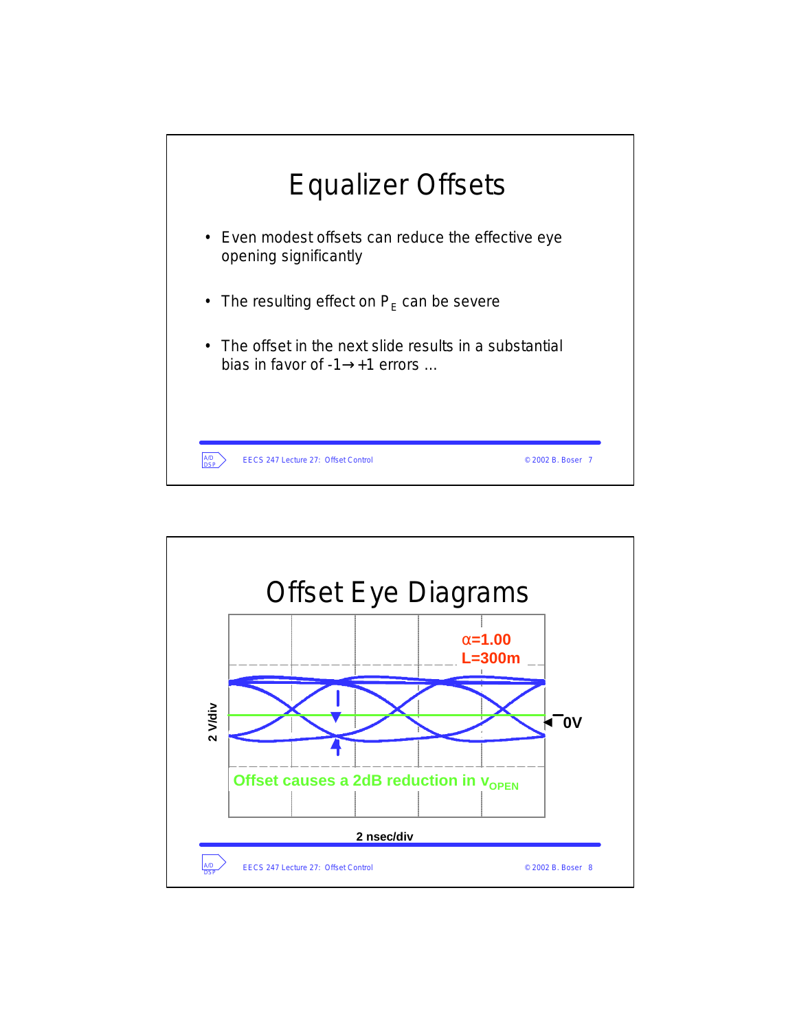# Equalizer Offsets

- Even modest offsets can reduce the effective eye opening significantly
- The resulting effect on $P_E$ can be severe
- The offset in the next slide results in a substantial bias in favor of $-1 \rightarrow +1$ errors …

# Offset Eye Diagrams

$\alpha$=1.00
L=300m

0V

2 V/div

Offset causes a 2dB reduction in $v_{OPEN}$

2 nsec/div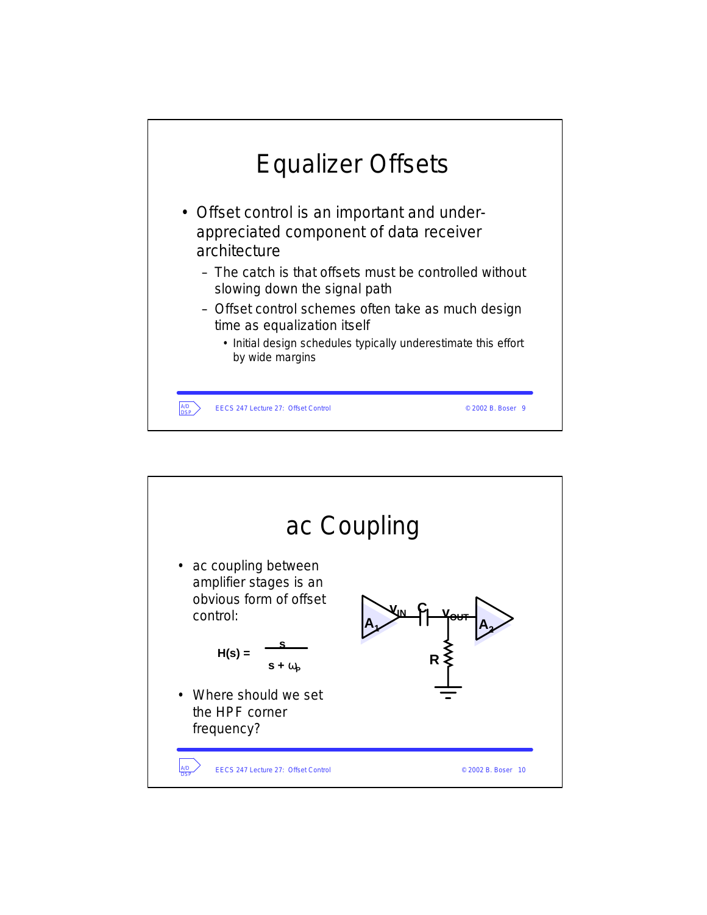# Equalizer Offsets

- Offset control is an important and under-appreciated component of data receiver architecture
  - The catch is that offsets must be controlled without slowing down the signal path
  - Offset control schemes often take as much design time as equalization itself
    - Initial design schedules typically underestimate this effort by wide margins

# ac Coupling

- ac coupling between amplifier stages is an obvious form of offset control:

$$H(s) = \frac{s}{s + \omega_p}$$

- Where should we set the HPF corner frequency?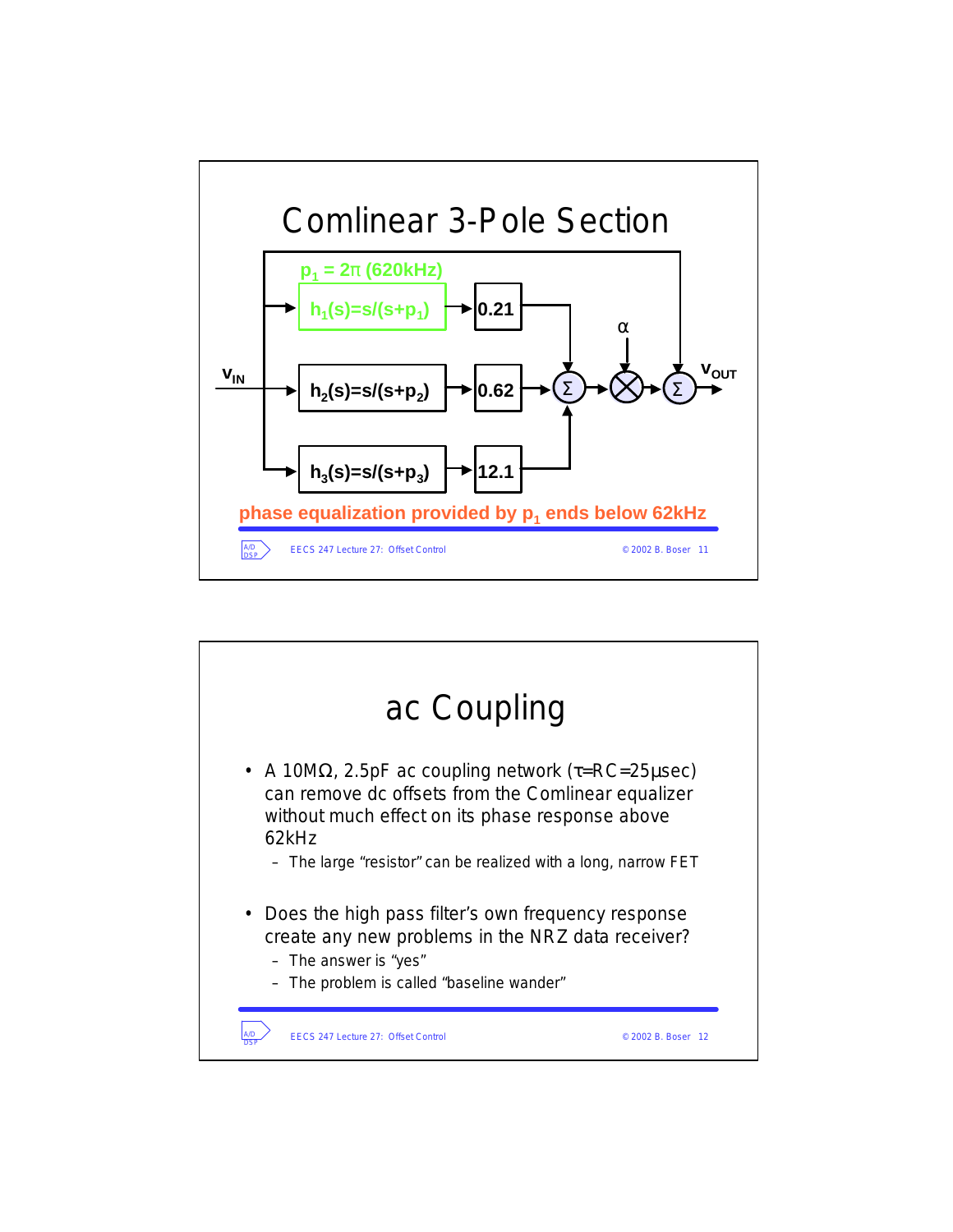# Comlinear 3-Pole Section

$p_1 = 2\pi$ (620kHz)

$h_1(s)=s/(s+p_1)$ → 0.21

$h_2(s)=s/(s+p_2)$ → 0.62

$h_3(s)=s/(s+p_3)$ → 12.1

$V_{IN}$, $\alpha$, $V_{OUT}$

**phase equalization provided by $p_1$ ends below 62kHz**

# ac Coupling

- A 10MΩ, 2.5pF ac coupling network ($\tau$=RC=25μsec) can remove dc offsets from the Comlinear equalizer without much effect on its phase response above 62kHz
  - The large "resistor" can be realized with a long, narrow FET
- Does the high pass filter's own frequency response create any new problems in the NRZ data receiver?
  - The answer is "yes"
  - The problem is called "baseline wander"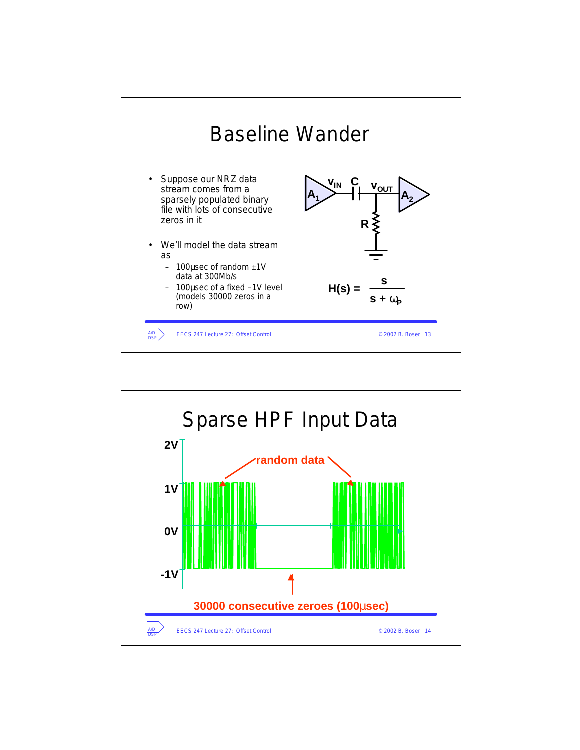# Baseline Wander

- Suppose our NRZ data stream comes from a sparsely populated binary file with lots of consecutive zeros in it
- We'll model the data stream as
  - 100µsec of random ±1V data at 300Mb/s
  - 100µsec of a fixed –1V level (models 30000 zeros in a row)

$V_{IN}$, C, $V_{OUT}$, $A_1$, $A_2$, R

$$H(s) = \frac{s}{s + \omega_p}$$

# Sparse HPF Input Data

2V, 1V, 0V, -1V

random data

30000 consecutive zeroes (100µsec)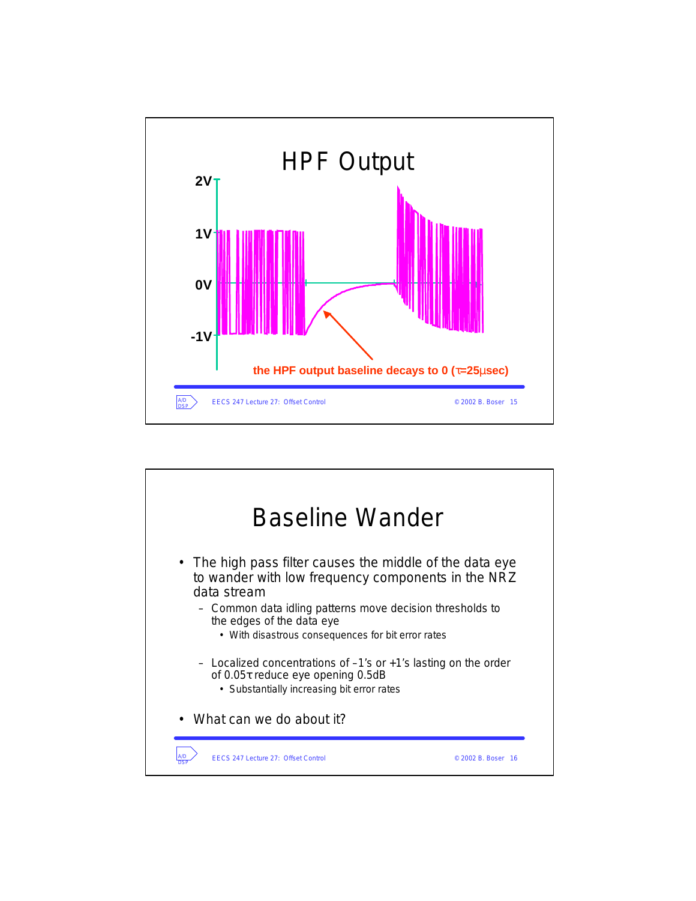# HPF Output

2V

1V

0V

-1V

the HPF output baseline decays to 0 ($\tau$=25$\mu$sec)

# Baseline Wander

- The high pass filter causes the middle of the data eye to wander with low frequency components in the NRZ data stream
  - Common data idling patterns move decision thresholds to the edges of the data eye
    - With disastrous consequences for bit error rates
  - Localized concentrations of –1's or +1's lasting on the order of 0.05$\tau$ reduce eye opening 0.5dB
    - Substantially increasing bit error rates
- What can we do about it?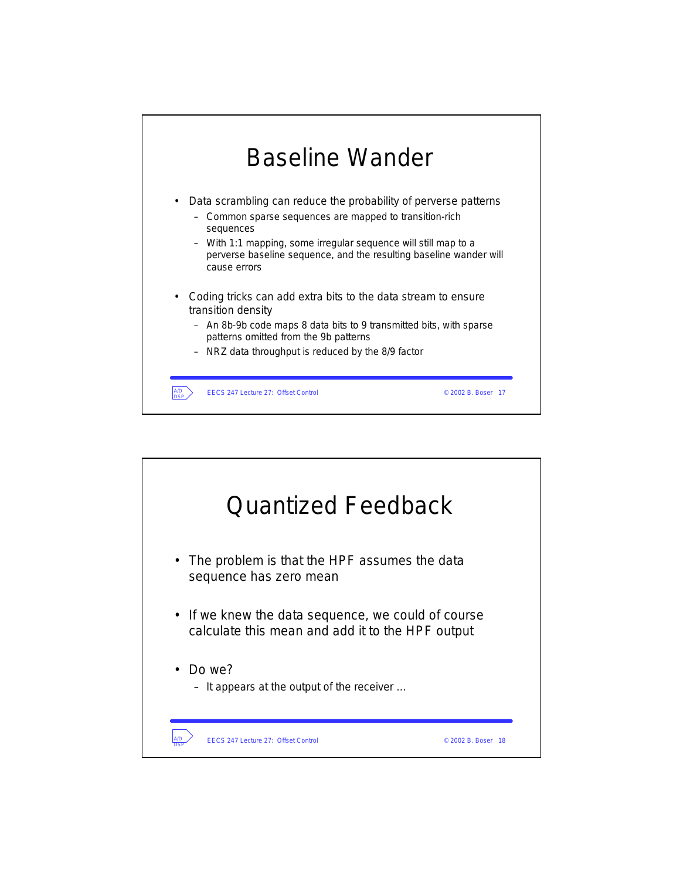# Baseline Wander

- Data scrambling can reduce the probability of perverse patterns
  - Common sparse sequences are mapped to transition-rich sequences
  - With 1:1 mapping, some irregular sequence will still map to a perverse baseline sequence, and the resulting baseline wander will cause errors
- Coding tricks can add extra bits to the data stream to ensure transition density
  - An 8b-9b code maps 8 data bits to 9 transmitted bits, with sparse patterns omitted from the 9b patterns
  - NRZ data throughput is reduced by the 8/9 factor

# Quantized Feedback

- The problem is that the HPF assumes the data sequence has zero mean
- If we knew the data sequence, we could of course calculate this mean and add it to the HPF output
- Do we?
  - It appears at the output of the receiver …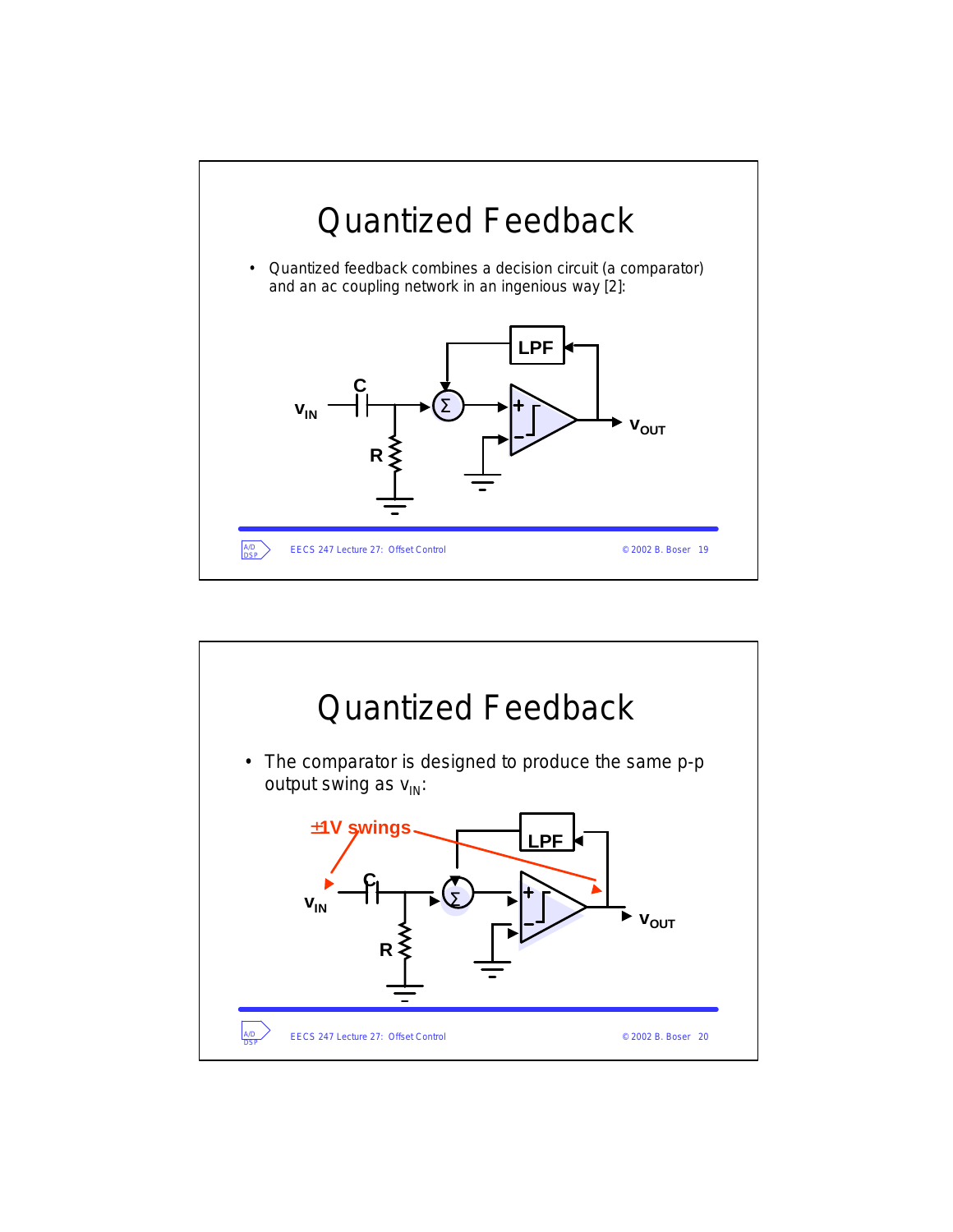# Quantized Feedback

- Quantized feedback combines a decision circuit (a comparator) and an ac coupling network in an ingenious way [2]:

# Quantized Feedback

- The comparator is designed to produce the same p-p output swing as $v_{IN}$: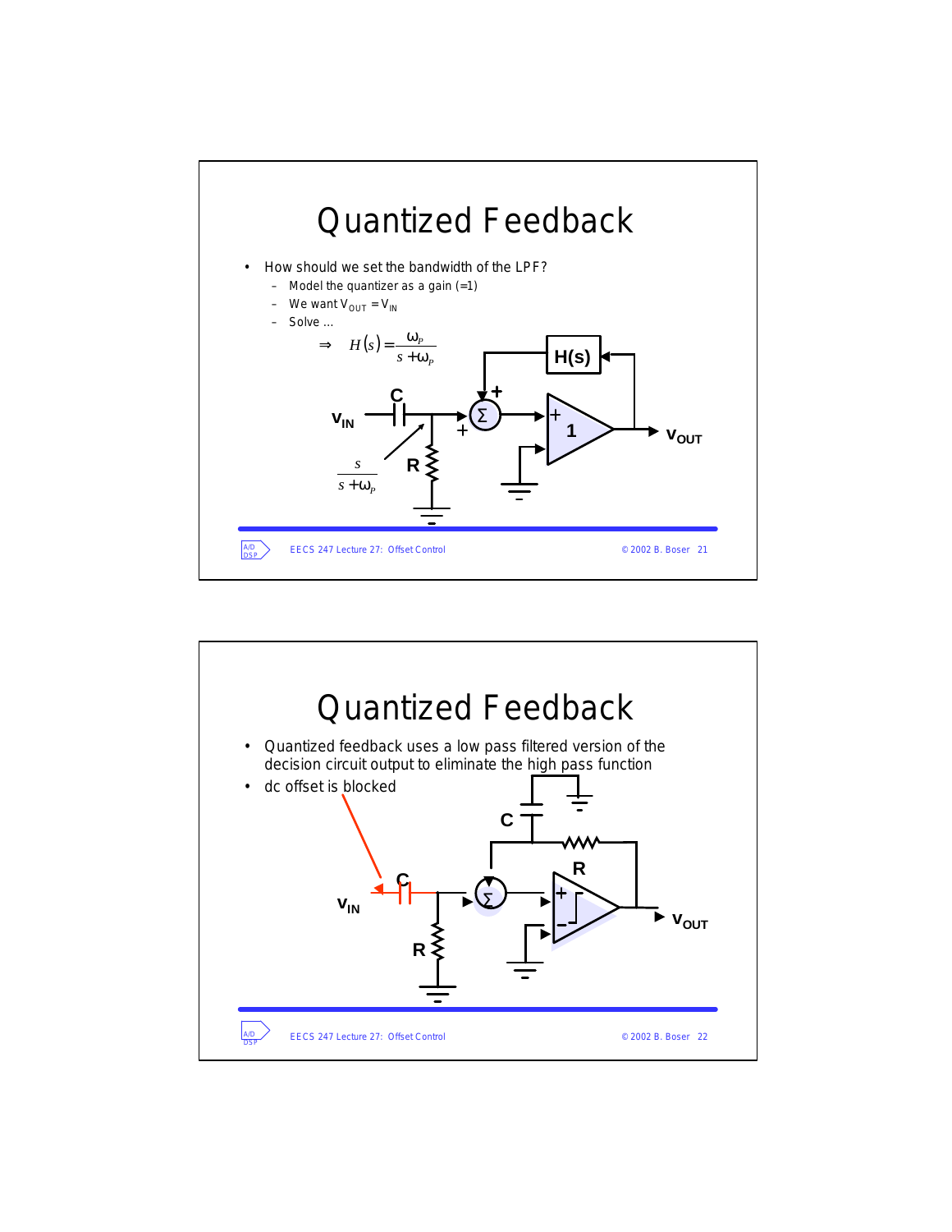# Quantized Feedback

- How should we set the bandwidth of the LPF?
  - Model the quantizer as a gain (=1)
  - We want $V_{OUT} = V_{IN}$
  - Solve ...

$$\Rightarrow \quad H(s) = \frac{\omega_P}{s + \omega_P}$$

$V_{IN}$, C, R, $\frac{s}{s+\omega_p}$, H(s), 1, $V_{OUT}$

# Quantized Feedback

- Quantized feedback uses a low pass filtered version of the decision circuit output to eliminate the high pass function
- dc offset is blocked

$V_{IN}$, C, R, C, R, $V_{OUT}$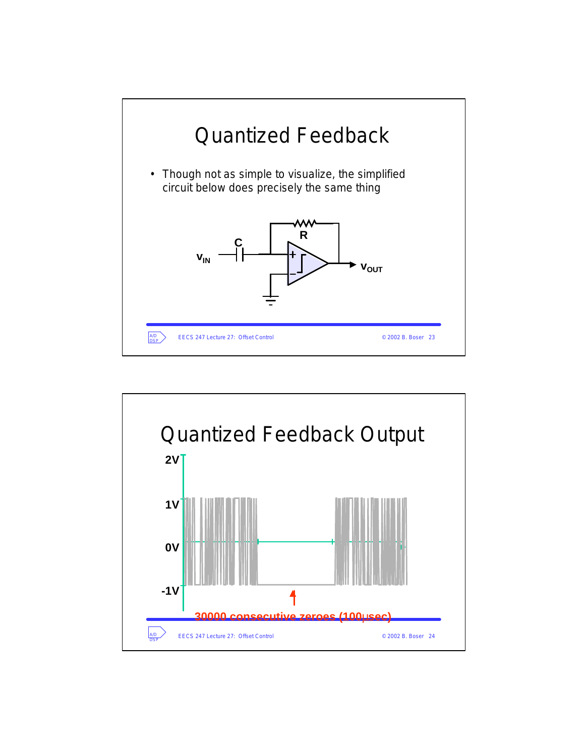# Quantized Feedback

- Though not as simple to visualize, the simplified circuit below does precisely the same thing

# Quantized Feedback Output

30000 consecutive zeroes (100μsec)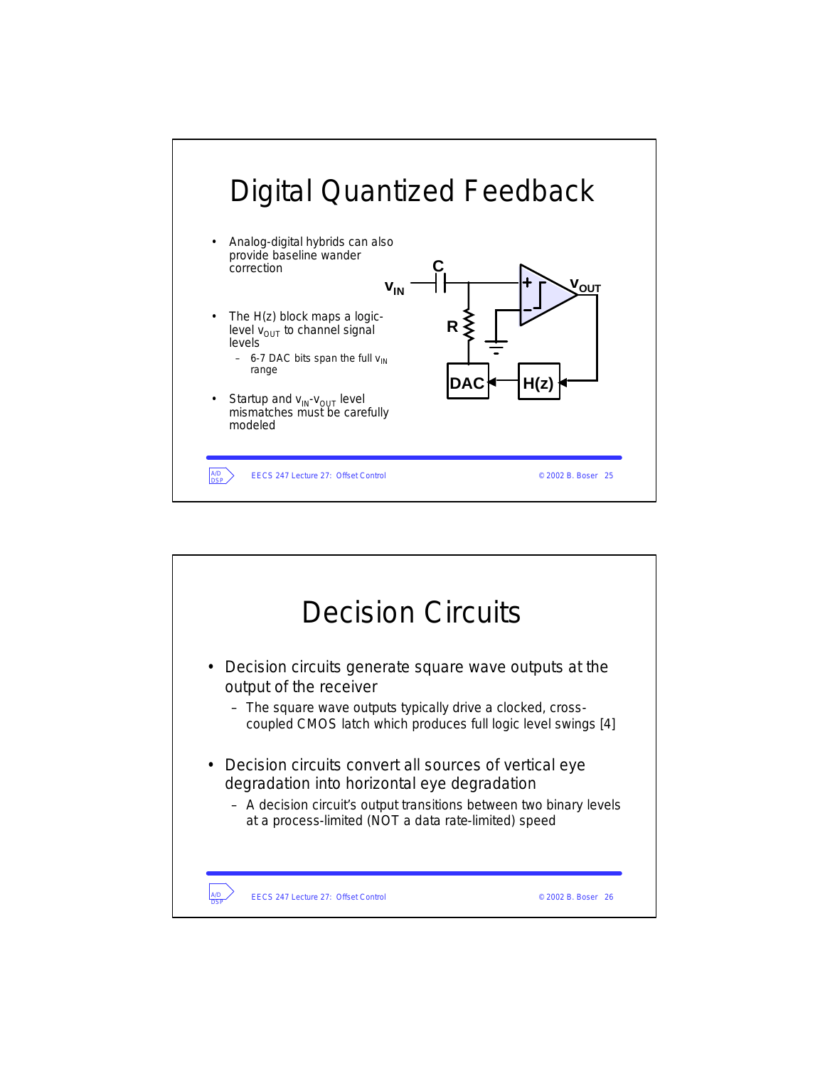# Digital Quantized Feedback

- Analog-digital hybrids can also provide baseline wander correction
- The H(z) block maps a logic-level $v_{OUT}$ to channel signal levels
  - 6-7 DAC bits span the full $v_{IN}$ range
- Startup and $v_{IN}$-$v_{OUT}$ level mismatches must be carefully modeled

# Decision Circuits

- Decision circuits generate square wave outputs at the output of the receiver
  - The square wave outputs typically drive a clocked, cross-coupled CMOS latch which produces full logic level swings [4]
- Decision circuits convert all sources of vertical eye degradation into horizontal eye degradation
  - A decision circuit's output transitions between two binary levels at a process-limited (NOT a data rate-limited) speed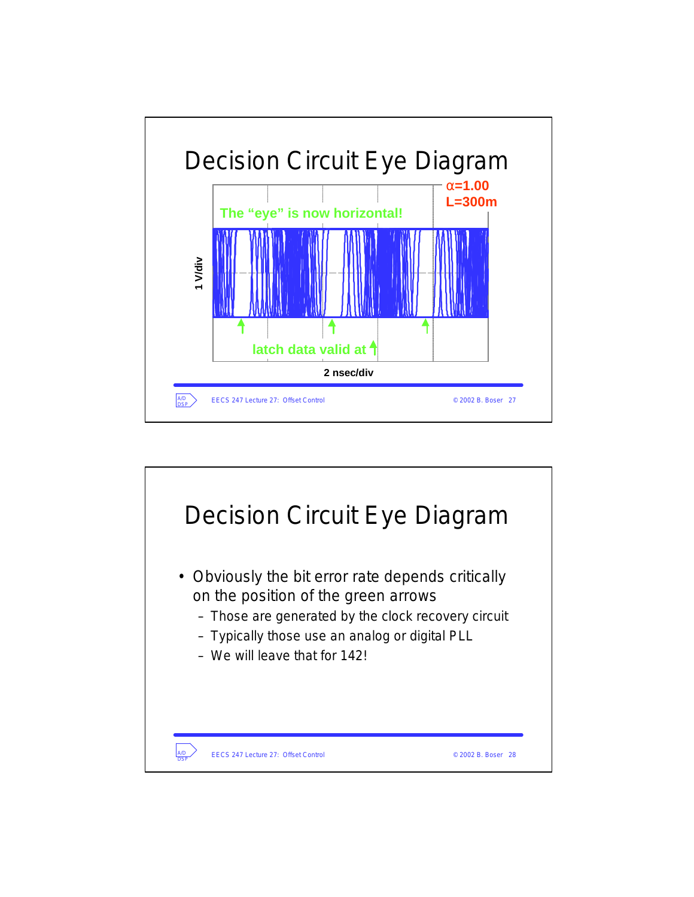# Decision Circuit Eye Diagram

α=1.00
L=300m

The "eye" is now horizontal!

1 V/div

latch data valid at ↑

2 nsec/div

# Decision Circuit Eye Diagram

- Obviously the bit error rate depends critically on the position of the green arrows
  - Those are generated by the clock recovery circuit
  - Typically those use an analog or digital PLL
  - We will leave that for 142!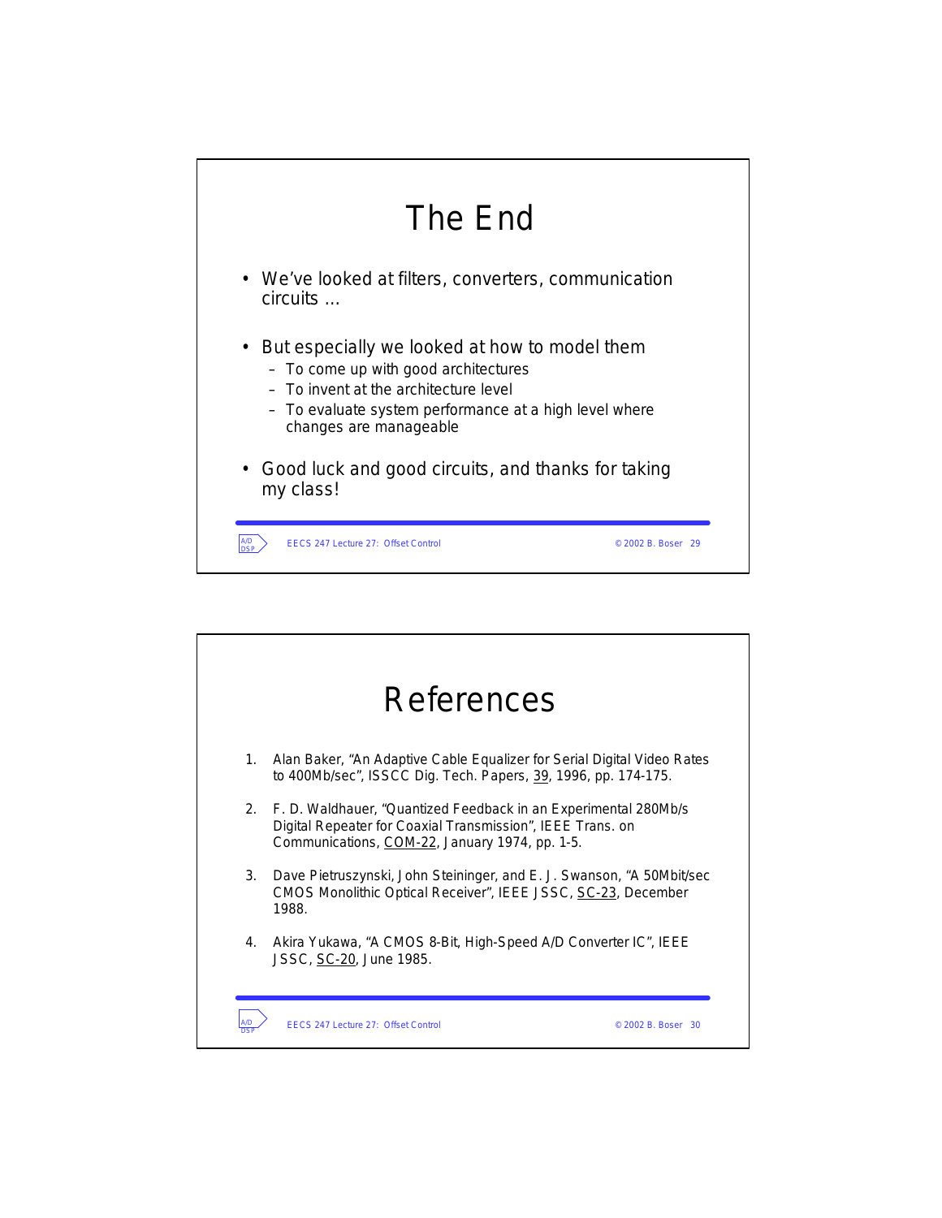# The End

- We've looked at filters, converters, communication circuits …
- But especially we looked at how to model them
  - To come up with good architectures
  - To invent at the architecture level
  - To evaluate system performance at a high level where changes are manageable
- Good luck and good circuits, and thanks for taking my class!

# References

1. Alan Baker, "An Adaptive Cable Equalizer for Serial Digital Video Rates to 400Mb/sec", ISSCC Dig. Tech. Papers, 39, 1996, pp. 174-175.
2. F. D. Waldhauer, "Quantized Feedback in an Experimental 280Mb/s Digital Repeater for Coaxial Transmission", IEEE Trans. on Communications, COM-22, January 1974, pp. 1-5.
3. Dave Pietruszynski, John Steininger, and E. J. Swanson, "A 50Mbit/sec CMOS Monolithic Optical Receiver", IEEE JSSC, SC-23, December 1988.
4. Akira Yukawa, "A CMOS 8-Bit, High-Speed A/D Converter IC", IEEE JSSC, SC-20, June 1985.